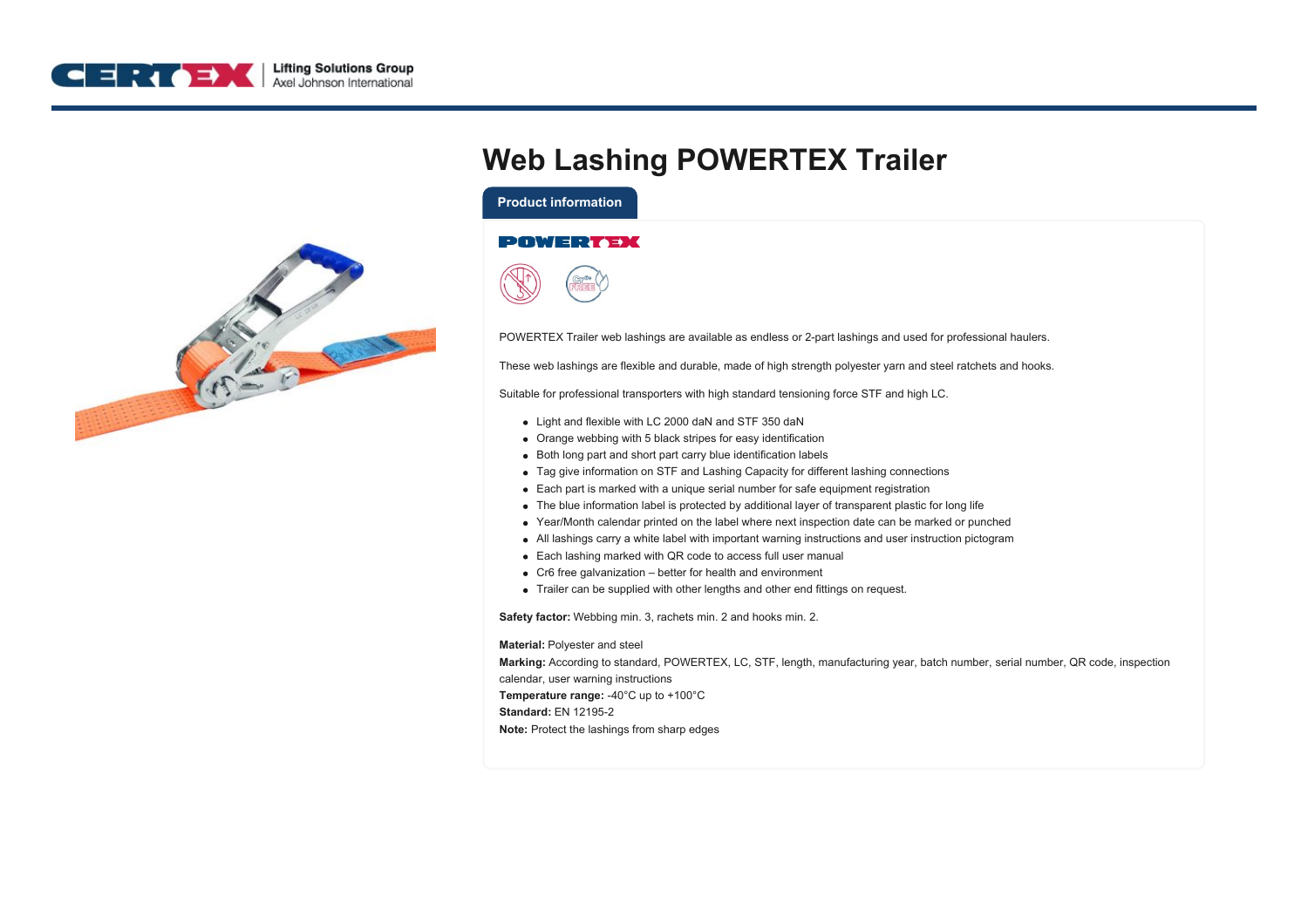# Web Lashing POWERTEX Trailer

## Product information

POWERTEX Trailer web lashings are available as endless or 2-part lashings and used for professional haulers.

These web lashings are flexible and durable, made of high strength polyester yarn and steel ratchets and hooks.

Suitable for professional transporters with high standard tensioning force STF and high LC.

- Light and flexible with LC 2000 daN and STF 350 daN
- Orange webbing with 5 black stripes for easy identification
- Both long part and short part carry blue identification labels
- Tag give information on STF and Lashing Capacity for different lashing connections
- Each part is marked with a unique serial number for safe equipment registration
- The blue information label is protected by additional layer of transparent plastic for long life
- Year/Month calendar printed on the label where next inspection date can be marked or punched
- All lashings carry a white label with important warning instructions and user instruction pictogram
- Each lashing marked with QR code to access full user manual
- Cr6 free galvanization – better for health and environment
- Trailer can be supplied with other lengths and other end fittings on request.

**Safety factor:** Webbing min. 3, rachets min. 2 and hooks min. 2.

**Material:** Polyester and steel
**Marking:** According to standard, POWERTEX, LC, STF, length, manufacturing year, batch number, serial number, QR code, inspection calendar, user warning instructions
**Temperature range:** -40°C up to +100°C
**Standard:** EN 12195-2
**Note:** Protect the lashings from sharp edges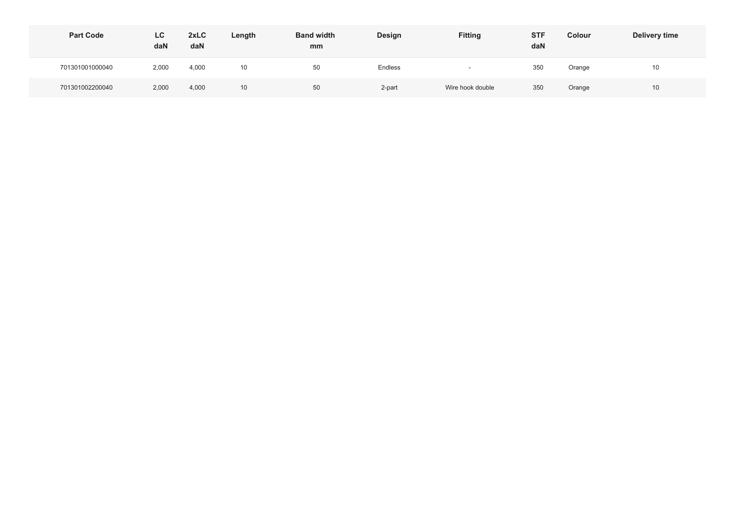| Part Code | LC daN | 2xLC daN | Length | Band width mm | Design | Fitting | STF daN | Colour | Delivery time |
|---|---|---|---|---|---|---|---|---|---|
| 701301001000040 | 2,000 | 4,000 | 10 | 50 | Endless | - | 350 | Orange | 10 |
| 701301002200040 | 2,000 | 4,000 | 10 | 50 | 2-part | Wire hook double | 350 | Orange | 10 |